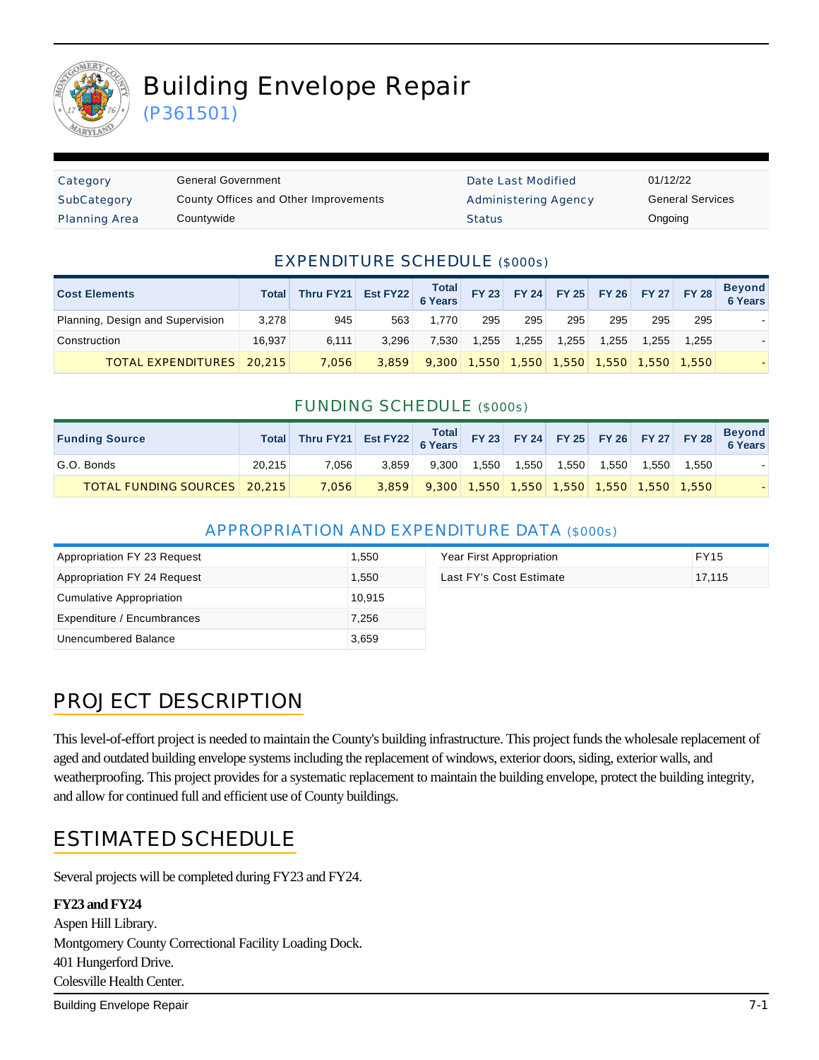# Building Envelope Repair

(P361501)

| Category | General Government | Date Last Modified | 01/12/22 |
|---|---|---|---|
| SubCategory | County Offices and Other Improvements | Administering Agency | General Services |
| Planning Area | Countywide | Status | Ongoing |

## EXPENDITURE SCHEDULE ($000s)

| Cost Elements | Total | Thru FY21 | Est FY22 | Total 6 Years | FY 23 | FY 24 | FY 25 | FY 26 | FY 27 | FY 28 | Beyond 6 Years |
|---|---|---|---|---|---|---|---|---|---|---|---|
| Planning, Design and Supervision | 3,278 | 945 | 563 | 1,770 | 295 | 295 | 295 | 295 | 295 | 295 | - |
| Construction | 16,937 | 6,111 | 3,296 | 7,530 | 1,255 | 1,255 | 1,255 | 1,255 | 1,255 | 1,255 | - |
| TOTAL EXPENDITURES | 20,215 | 7,056 | 3,859 | 9,300 | 1,550 | 1,550 | 1,550 | 1,550 | 1,550 | 1,550 | - |

## FUNDING SCHEDULE ($000s)

| Funding Source | Total | Thru FY21 | Est FY22 | Total 6 Years | FY 23 | FY 24 | FY 25 | FY 26 | FY 27 | FY 28 | Beyond 6 Years |
|---|---|---|---|---|---|---|---|---|---|---|---|
| G.O. Bonds | 20,215 | 7,056 | 3,859 | 9,300 | 1,550 | 1,550 | 1,550 | 1,550 | 1,550 | 1,550 | - |
| TOTAL FUNDING SOURCES | 20,215 | 7,056 | 3,859 | 9,300 | 1,550 | 1,550 | 1,550 | 1,550 | 1,550 | 1,550 | - |

## APPROPRIATION AND EXPENDITURE DATA ($000s)

| | |
|---|---|
| Appropriation FY 23 Request | 1,550 |
| Appropriation FY 24 Request | 1,550 |
| Cumulative Appropriation | 10,915 |
| Expenditure / Encumbrances | 7,256 |
| Unencumbered Balance | 3,659 |

| | |
|---|---|
| Year First Appropriation | FY15 |
| Last FY's Cost Estimate | 17,115 |

## PROJECT DESCRIPTION

This level-of-effort project is needed to maintain the County's building infrastructure. This project funds the wholesale replacement of aged and outdated building envelope systems including the replacement of windows, exterior doors, siding, exterior walls, and weatherproofing. This project provides for a systematic replacement to maintain the building envelope, protect the building integrity, and allow for continued full and efficient use of County buildings.

## ESTIMATED SCHEDULE

Several projects will be completed during FY23 and FY24.

**FY23 and FY24**

Aspen Hill Library.
Montgomery County Correctional Facility Loading Dock.
401 Hungerford Drive.
Colesville Health Center.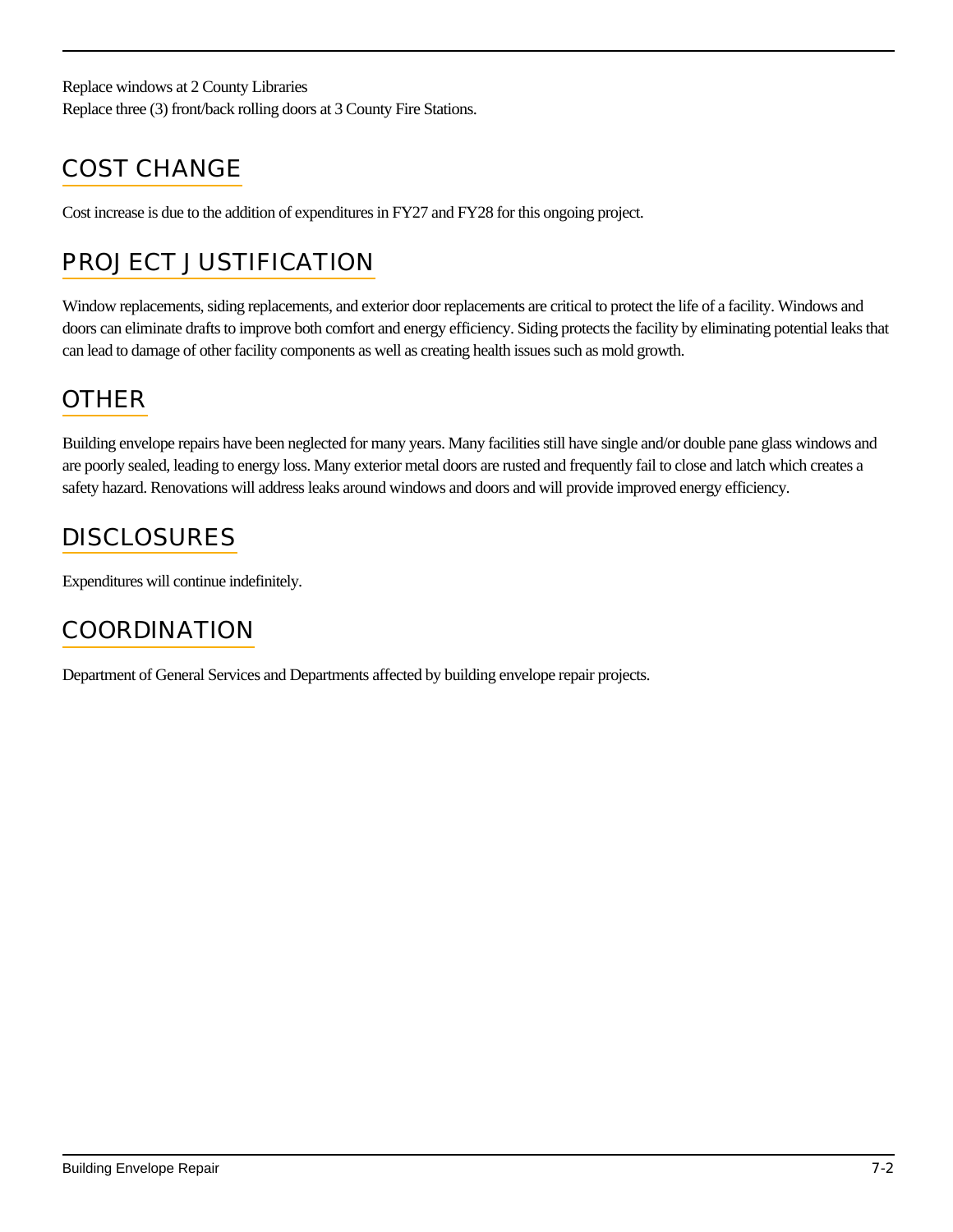Replace windows at 2 County Libraries
Replace three (3) front/back rolling doors at 3 County Fire Stations.

## COST CHANGE

Cost increase is due to the addition of expenditures in FY27 and FY28 for this ongoing project.

## PROJECT JUSTIFICATION

Window replacements, siding replacements, and exterior door replacements are critical to protect the life of a facility. Windows and doors can eliminate drafts to improve both comfort and energy efficiency. Siding protects the facility by eliminating potential leaks that can lead to damage of other facility components as well as creating health issues such as mold growth.

## OTHER

Building envelope repairs have been neglected for many years. Many facilities still have single and/or double pane glass windows and are poorly sealed, leading to energy loss. Many exterior metal doors are rusted and frequently fail to close and latch which creates a safety hazard. Renovations will address leaks around windows and doors and will provide improved energy efficiency.

## DISCLOSURES

Expenditures will continue indefinitely.

## COORDINATION

Department of General Services and Departments affected by building envelope repair projects.